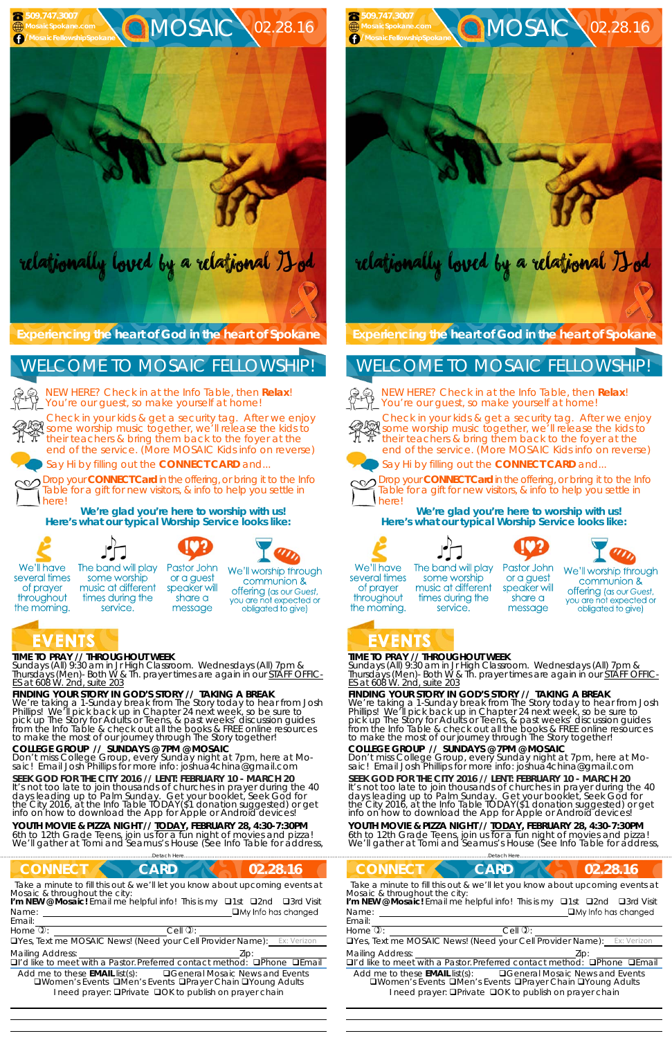509.747.3007
MosaicSpokane.com
/MosaicFellowshipSpokane

# MOSAIC 02.28.16

relationally loved by a relational God

**Experiencing the heart of God in the heart of Spokane**

## WELCOME TO MOSAIC FELLOWSHIP!

NEW HERE? Check in at the Info Table, then **Relax**! You're our guest, so make yourself at home!

Check in your kids & get a security tag. After we enjoy some worship music together, we'll release the kids to their teachers & bring them back to the foyer at the end of the service. (More MOSAIC Kids info on reverse)

Say Hi by filling out the **CONNECT CARD** and...

Drop your **CONNECT Card** in the offering, or bring it to the Info Table for a gift for new visitors, & info to help you settle in here!

**We're glad you're here to worship with us!**
**Here's what our typical Worship Service looks like:**

We'll have several times of prayer throughout the morning.

The band will play some worship music at different times during the service.

Pastor John or a guest speaker will share a message

We'll worship through communion & offering (as our Guest, you are not expected or obligated to give)

## EVENTS

**TIME TO PRAY // THROUGHOUT WEEK**
Sundays (All) 9:30 am in Jr High Classroom. Wednesdays (All) 7pm & Thursdays (Men)- Both W & Th. prayer times are again in our STAFF OFFICES at 608 W. 2nd, suite 203

**FINDING YOUR STORY IN GOD'S STORY // TAKING A BREAK**
We're taking a 1-Sunday break from The Story today to hear from Josh Phillips! We'll pick back up in Chapter 24 next week, so be sure to pick up The Story for Adults or Teens, & past weeks' discussion guides from the Info Table & check out all the books & FREE online resources to make the most of our journey through The Story together!

**COLLEGE GROUP // SUNDAYS @ 7PM @ MOSAIC**
Don't miss College Group, every Sunday night at 7pm, here at Mosaic! Email Josh Phillips for more info: joshua4china@gmail.com

**SEEK GOD FOR THE CITY 2016 // LENT: FEBRUARY 10 - MARCH 20**
It's not too late to join thousands of churches in prayer during the 40 days leading up to Palm Sunday. Get your booklet, Seek God for the City 2016, at the Info Table TODAY($1 donation suggested) or get info on how to download the App for Apple or Android devices!

**YOUTH MOVIE & PIZZA NIGHT// TODAY, FEBRUARY 28, 4:30-7:30PM**
6th to 12th Grade Teens, join us for a fun night of movies and pizza! We'll gather at Tomi and Seamus's House (See Info Table for address,

Detach Here

## CONNECT CARD 02.28.16

Take a minute to fill this out & we'll let you know about upcoming events at Mosaic & throughout the city:

**I'm NEW @ Mosaic!** Email me helpful info! This is my ❑1st ❑2nd ❑3rd Visit

Name: ________ ❑My Info has changed

Email: ________

Home ✆: ________ Cell ✆: ________

❑Yes, Text me MOSAIC News! (Need your Cell Provider Name): Ex: Verizon

Mailing Address: ________ Zip: ________

❑I'd like to meet with a Pastor. Preferred contact method: ❑Phone ❑Email

Add me to these **EMAIL** list(s): ❑General Mosaic News and Events ❑Women's Events ❑Men's Events ❑Prayer Chain ❑Young Adults

I need prayer: ❑Private ❑OK to publish on prayer chain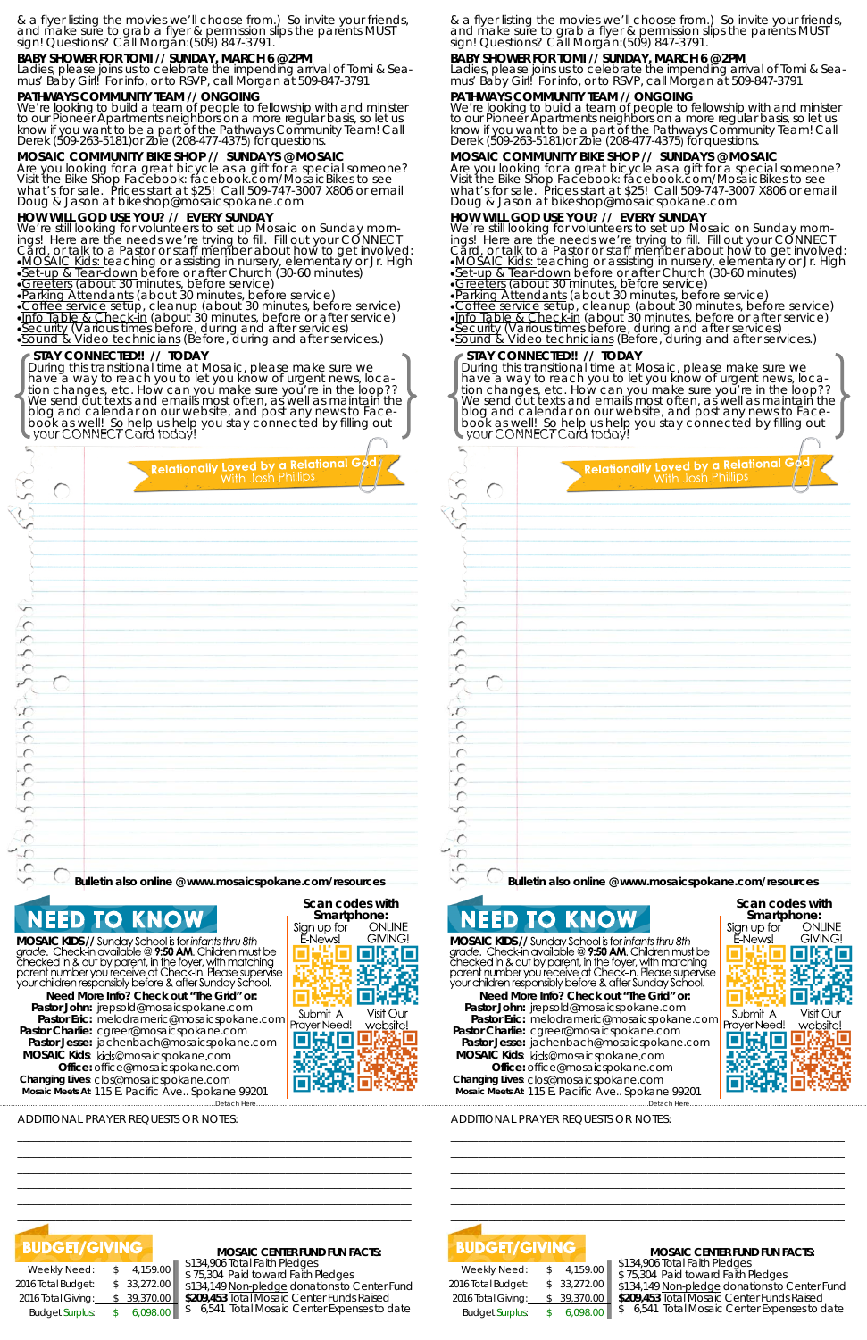& a flyer listing the movies we'll choose from.) So invite your friends, and make sure to grab a flyer & permission slips the parents MUST sign! Questions? Call Morgan:(509) 847-3791.

**BABY SHOWER FOR TOMI // SUNDAY, MARCH 6 @ 2PM**
Ladies, please joins us to celebrate the impending arrival of Tomi & Seamus' Baby Girl! For info, or to RSVP, call Morgan at 509-847-3791

**PATHWAYS COMMUNITY TEAM // ONGOING**
We're looking to build a team of people to fellowship with and minister to our Pioneer Apartments neighbors on a more regular basis, so let us know if you want to be a part of the Pathways Community Team! Call Derek (509-263-5181)or Zoie (208-477-4375) for questions.

**MOSAIC COMMUNITY BIKE SHOP // SUNDAYS @ MOSAIC**
Are you looking for a great bicycle as a gift for a special someone? Visit the Bike Shop Facebook: facebook.com/MosaicBikes to see what's for sale. Prices start at $25! Call 509-747-3007 X806 or email Doug & Jason at bikeshop@mosaicspokane.com

**HOW WILL GOD USE YOU? // EVERY SUNDAY**
We're still looking for volunteers to set up Mosaic on Sunday mornings! Here are the needs we're trying to fill. Fill out your CONNECT Card, or talk to a Pastor or staff member about how to get involved:
- MOSAIC Kids: teaching or assisting in nursery, elementary or Jr. High
- Set-up & Tear-down before or after Church (30-60 minutes)
- Greeters (about 30 minutes, before service)
- Parking Attendants (about 30 minutes, before service)
- Coffee service setup, cleanup (about 30 minutes, before service)
- Info Table & Check-in (about 30 minutes, before or after service)
- Security (Various times before, during and after services)
- Sound & Video technicians (Before, during and after services.)

**STAY CONNECTED!! // TODAY**
During this transitional time at Mosaic, please make sure we have a way to reach you to let you know of urgent news, location changes, etc. How can you make sure you're in the loop?? We send out texts and emails most often, as well as maintain the blog and calendar on our website, and post any news to Facebook as well! So help us help you stay connected by filling out your CONNECT Card today!

Relationally Loved by a Relational God
With Josh Phillips

**Bulletin also online @www.mosaicspokane.com/resources**

## NEED TO KNOW

**MOSAIC KIDS //** Sunday School is for *infants thru 8th grade*. Check-in available @ **9:50 AM**. Children must be checked in & out by parent, in the foyer, with matching parent number you receive at Check-In. Please supervise your children responsibly before & after Sunday School.

**Need More Info? Check out "The Grid" or:**

**Pastor John:** jrepsold@mosaicspokane.com
**Pastor Eric:** melodrameric@mosaicspokane.com
**Pastor Charlie:** cgreer@mosaicspokane.com
**Pastor Jesse:** jachenbach@mosaicspokane.com
**MOSAIC Kids:** kids@mosaicspokane.com
**Office:** office@mosaicspokane.com
**Changing Lives:** clos@mosaicspokane.com
**Mosaic Meets At:** 115 E. Pacific Ave., Spokane 99201

**Scan codes with Smartphone:**
Sign up for E-News! | ONLINE GIVING! | Submit A Prayer Need! | Visit Our website!

Detach Here

ADDITIONAL PRAYER REQUESTS OR NOTES:

## BUDGET/GIVING

| | | |
|---|---|---|
| Weekly Need: | $ | 4,159.00 |
| 2016 Total Budget: | $ | 33,272.00 |
| 2016 Total Giving: | $ | 39,370.00 |
| Budget Surplus: | $ | 6,098.00 |

**MOSAIC CENTER FUND FUN FACTS:**
$134,906 Total Faith Pledges
$ 75,304 Paid toward Faith Pledges
$134,149 Non-pledge donations to Center Fund
**$209,453** Total Mosaic Center Funds Raised
$ 6,541 Total Mosaic Center Expenses to date

---

& a flyer listing the movies we'll choose from.) So invite your friends, and make sure to grab a flyer & permission slips the parents MUST sign! Questions? Call Morgan:(509) 847-3791.

**BABY SHOWER FOR TOMI // SUNDAY, MARCH 6 @ 2PM**
Ladies, please joins us to celebrate the impending arrival of Tomi & Seamus' Baby Girl! For info, or to RSVP, call Morgan at 509-847-3791

**PATHWAYS COMMUNITY TEAM // ONGOING**
We're looking to build a team of people to fellowship with and minister to our Pioneer Apartments neighbors on a more regular basis, so let us know if you want to be a part of the Pathways Community Team! Call Derek (509-263-5181)or Zoie (208-477-4375) for questions.

**MOSAIC COMMUNITY BIKE SHOP // SUNDAYS @ MOSAIC**
Are you looking for a great bicycle as a gift for a special someone? Visit the Bike Shop Facebook: facebook.com/MosaicBikes to see what's for sale. Prices start at $25! Call 509-747-3007 X806 or email Doug & Jason at bikeshop@mosaicspokane.com

**HOW WILL GOD USE YOU? // EVERY SUNDAY**
We're still looking for volunteers to set up Mosaic on Sunday mornings! Here are the needs we're trying to fill. Fill out your CONNECT Card, or talk to a Pastor or staff member about how to get involved:
- MOSAIC Kids: teaching or assisting in nursery, elementary or Jr. High
- Set-up & Tear-down before or after Church (30-60 minutes)
- Greeters (about 30 minutes, before service)
- Parking Attendants (about 30 minutes, before service)
- Coffee service setup, cleanup (about 30 minutes, before service)
- Info Table & Check-in (about 30 minutes, before or after service)
- Security (Various times before, during and after services)
- Sound & Video technicians (Before, during and after services.)

**STAY CONNECTED!! // TODAY**
During this transitional time at Mosaic, please make sure we have a way to reach you to let you know of urgent news, location changes, etc. How can you make sure you're in the loop?? We send out texts and emails most often, as well as maintain the blog and calendar on our website, and post any news to Facebook as well! So help us help you stay connected by filling out your CONNECT Card today!

Relationally Loved by a Relational God
With Josh Phillips

**Bulletin also online @www.mosaicspokane.com/resources**

## NEED TO KNOW

**MOSAIC KIDS //** Sunday School is for *infants thru 8th grade*. Check-in available @ **9:50 AM**. Children must be checked in & out by parent, in the foyer, with matching parent number you receive at Check-In. Please supervise your children responsibly before & after Sunday School.

**Need More Info? Check out "The Grid" or:**

**Pastor John:** jrepsold@mosaicspokane.com
**Pastor Eric:** melodrameric@mosaicspokane.com
**Pastor Charlie:** cgreer@mosaicspokane.com
**Pastor Jesse:** jachenbach@mosaicspokane.com
**MOSAIC Kids:** kids@mosaicspokane.com
**Office:** office@mosaicspokane.com
**Changing Lives:** clos@mosaicspokane.com
**Mosaic Meets At:** 115 E. Pacific Ave., Spokane 99201

**Scan codes with Smartphone:**
Sign up for E-News! | ONLINE GIVING! | Submit A Prayer Need! | Visit Our website!

Detach Here

ADDITIONAL PRAYER REQUESTS OR NOTES:

## BUDGET/GIVING

| | | |
|---|---|---|
| Weekly Need: | $ | 4,159.00 |
| 2016 Total Budget: | $ | 33,272.00 |
| 2016 Total Giving: | $ | 39,370.00 |
| Budget Surplus: | $ | 6,098.00 |

**MOSAIC CENTER FUND FUN FACTS:**
$134,906 Total Faith Pledges
$ 75,304 Paid toward Faith Pledges
$134,149 Non-pledge donations to Center Fund
**$209,453** Total Mosaic Center Funds Raised
$ 6,541 Total Mosaic Center Expenses to date